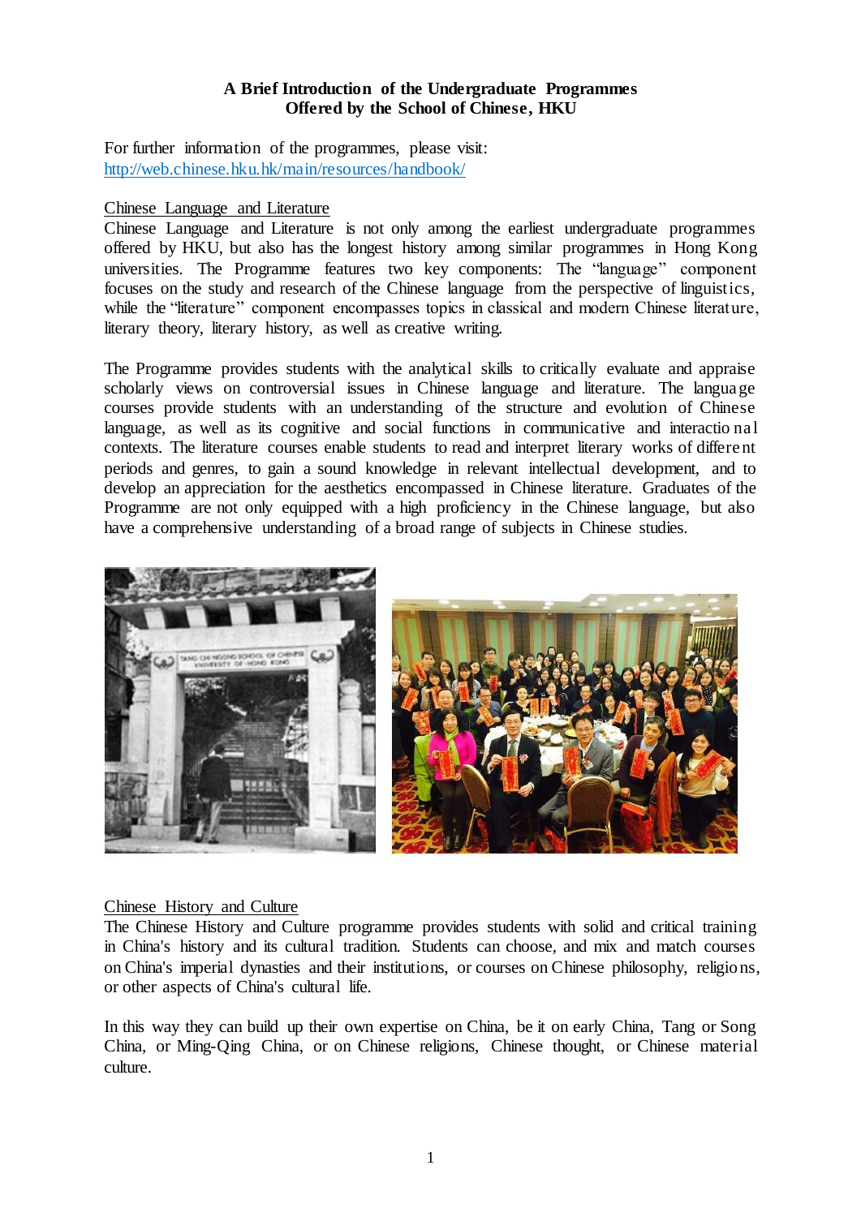**A Brief Introduction of the Undergraduate Programmes Offered by the School of Chinese, HKU**

For further information of the programmes, please visit:
http://web.chinese.hku.hk/main/resources/handbook/

## Chinese Language and Literature

Chinese Language and Literature is not only among the earliest undergraduate programmes offered by HKU, but also has the longest history among similar programmes in Hong Kong universities. The Programme features two key components: The "language" component focuses on the study and research of the Chinese language from the perspective of linguistics, while the "literature" component encompasses topics in classical and modern Chinese literature, literary theory, literary history, as well as creative writing.

The Programme provides students with the analytical skills to critically evaluate and appraise scholarly views on controversial issues in Chinese language and literature. The language courses provide students with an understanding of the structure and evolution of Chinese language, as well as its cognitive and social functions in communicative and interactional contexts. The literature courses enable students to read and interpret literary works of different periods and genres, to gain a sound knowledge in relevant intellectual development, and to develop an appreciation for the aesthetics encompassed in Chinese literature. Graduates of the Programme are not only equipped with a high proficiency in the Chinese language, but also have a comprehensive understanding of a broad range of subjects in Chinese studies.

## Chinese History and Culture

The Chinese History and Culture programme provides students with solid and critical training in China's history and its cultural tradition. Students can choose, and mix and match courses on China's imperial dynasties and their institutions, or courses on Chinese philosophy, religions, or other aspects of China's cultural life.

In this way they can build up their own expertise on China, be it on early China, Tang or Song China, or Ming-Qing China, or on Chinese religions, Chinese thought, or Chinese material culture.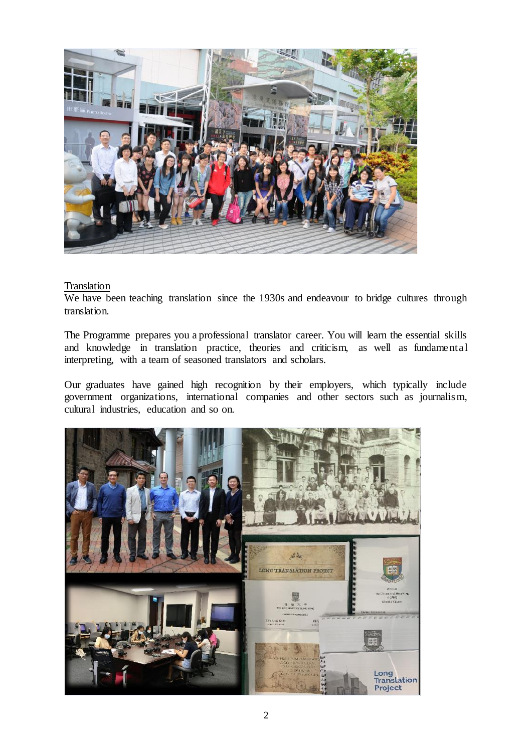Translation

We have been teaching translation since the 1930s and endeavour to bridge cultures through translation.

The Programme prepares you a professional translator career. You will learn the essential skills and knowledge in translation practice, theories and criticism, as well as fundamental interpreting, with a team of seasoned translators and scholars.

Our graduates have gained high recognition by their employers, which typically include government organizations, international companies and other sectors such as journalism, cultural industries, education and so on.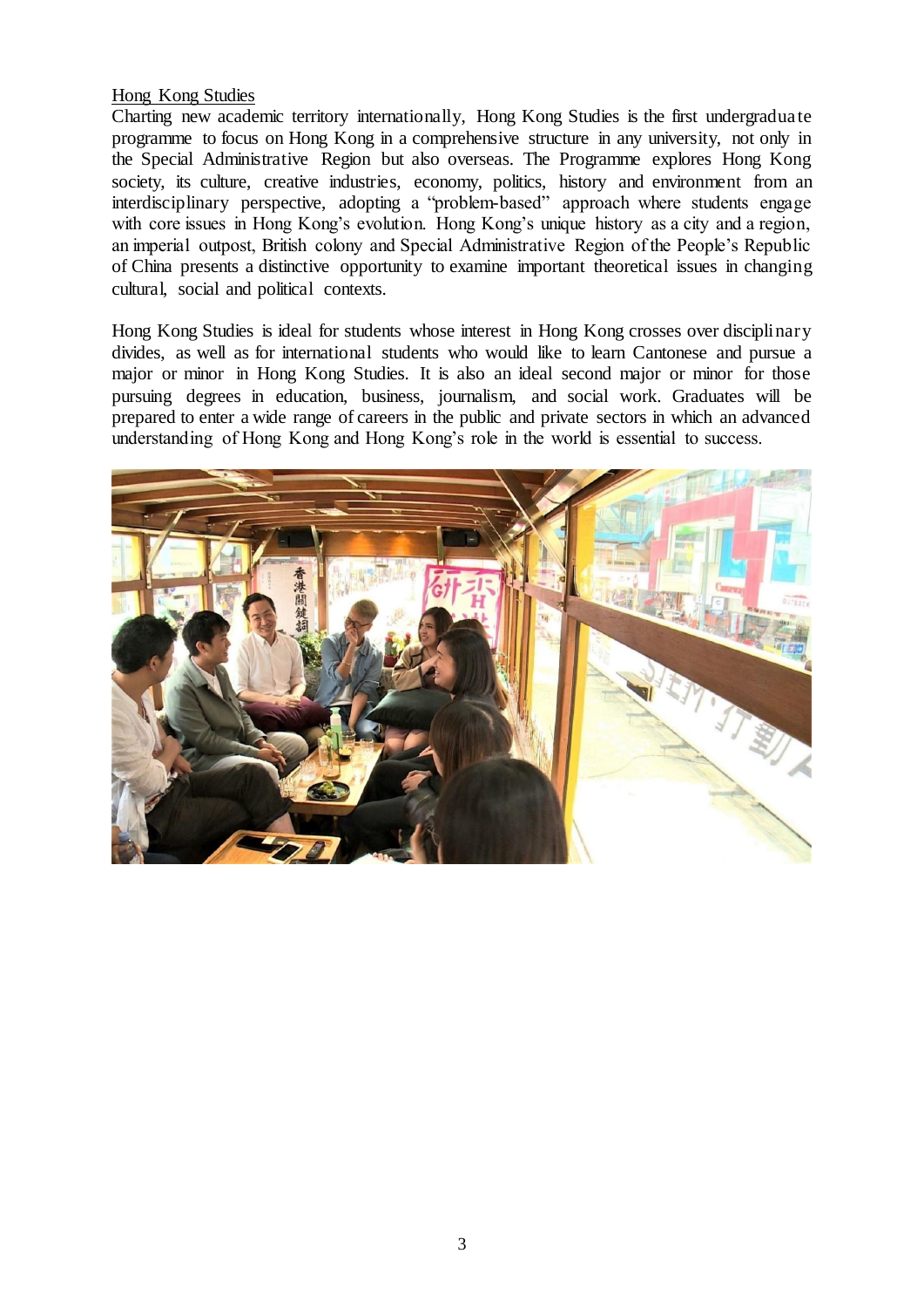Hong Kong Studies

Charting new academic territory internationally, Hong Kong Studies is the first undergraduate programme to focus on Hong Kong in a comprehensive structure in any university, not only in the Special Administrative Region but also overseas. The Programme explores Hong Kong society, its culture, creative industries, economy, politics, history and environment from an interdisciplinary perspective, adopting a "problem-based" approach where students engage with core issues in Hong Kong's evolution. Hong Kong's unique history as a city and a region, an imperial outpost, British colony and Special Administrative Region of the People's Republic of China presents a distinctive opportunity to examine important theoretical issues in changing cultural, social and political contexts.

Hong Kong Studies is ideal for students whose interest in Hong Kong crosses over disciplinary divides, as well as for international students who would like to learn Cantonese and pursue a major or minor in Hong Kong Studies. It is also an ideal second major or minor for those pursuing degrees in education, business, journalism, and social work. Graduates will be prepared to enter a wide range of careers in the public and private sectors in which an advanced understanding of Hong Kong and Hong Kong's role in the world is essential to success.